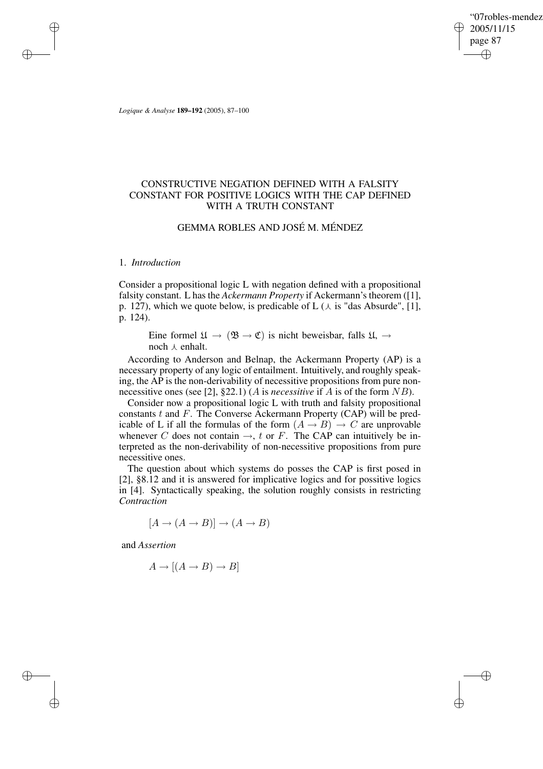# CONSTRUCTIVE NEGATION DEFINED WITH A FALSITY CONSTANT FOR POSITIVE LOGICS WITH THE CAP DEFINED WITH A TRUTH CONSTANT

## GEMMA ROBLES AND JOSÉ M. MÉNDEZ

### 1. *Introduction*

Consider a propositional logic L with negation defined with a propositional falsity constant. L has the *Ackermann Property* if Ackermann's theorem ([1], p. 127), which we quote below, is predicable of L ($\curlywedge$ is "das Absurde", [1], p. 124).

> Eine formel $\mathfrak{A} \to (\mathfrak{B} \to \mathfrak{C})$ is nicht beweisbar, falls $\mathfrak{A}$, $\to$ noch $\curlywedge$ enhalt.

According to Anderson and Belnap, the Ackermann Property (AP) is a necessary property of any logic of entailment. Intuitively, and roughly speaking, the AP is the non-derivability of necessitive propositions from pure non-necessitive ones (see [2], §22.1) ($A$ is *necessitive* if $A$ is of the form $NB$).

Consider now a propositional logic L with truth and falsity propositional constants $t$ and $F$. The Converse Ackermann Property (CAP) will be predicable of L if all the formulas of the form $(A \to B) \to C$ are unprovable whenever $C$ does not contain $\to$, $t$ or $F$. The CAP can intuitively be interpreted as the non-derivability of non-necessitive propositions from pure necessitive ones.

The question about which systems do posses the CAP is first posed in [2], §8.12 and it is answered for implicative logics and for possitive logics in [4]. Syntactically speaking, the solution roughly consists in restricting *Contraction*

$$[A \to (A \to B)] \to (A \to B)$$

and *Assertion*

$$A \to [(A \to B) \to B]$$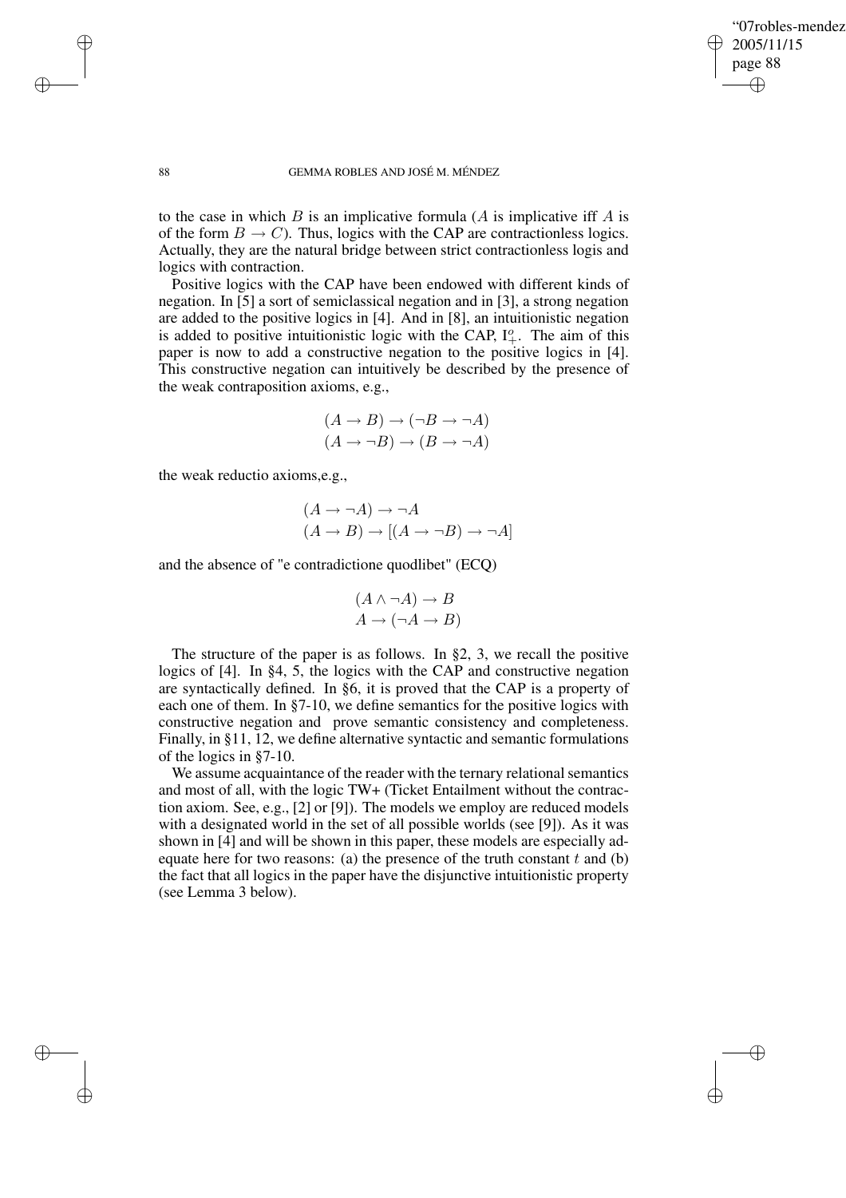to the case in which $B$ is an implicative formula ($A$ is implicative iff $A$ is of the form $B \to C$). Thus, logics with the CAP are contractionless logics. Actually, they are the natural bridge between strict contractionless logis and logics with contraction.

Positive logics with the CAP have been endowed with different kinds of negation. In [5] a sort of semiclassical negation and in [3], a strong negation are added to the positive logics in [4]. And in [8], an intuitionistic negation is added to positive intuitionistic logic with the CAP, $I^{o}_{+}$. The aim of this paper is now to add a constructive negation to the positive logics in [4]. This constructive negation can intuitively be described by the presence of the weak contraposition axioms, e.g.,

$$(A \to B) \to (\neg B \to \neg A)$$
$$(A \to \neg B) \to (B \to \neg A)$$

the weak reductio axioms,e.g.,

$$(A \to \neg A) \to \neg A$$
$$(A \to B) \to [(A \to \neg B) \to \neg A]$$

and the absence of "e contradictione quodlibet" (ECQ)

$$(A \wedge \neg A) \to B$$
$$A \to (\neg A \to B)$$

The structure of the paper is as follows. In §2, 3, we recall the positive logics of [4]. In §4, 5, the logics with the CAP and constructive negation are syntactically defined. In §6, it is proved that the CAP is a property of each one of them. In §7-10, we define semantics for the positive logics with constructive negation and prove semantic consistency and completeness. Finally, in §11, 12, we define alternative syntactic and semantic formulations of the logics in §7-10.

We assume acquaintance of the reader with the ternary relational semantics and most of all, with the logic TW+ (Ticket Entailment without the contraction axiom. See, e.g., [2] or [9]). The models we employ are reduced models with a designated world in the set of all possible worlds (see [9]). As it was shown in [4] and will be shown in this paper, these models are especially adequate here for two reasons: (a) the presence of the truth constant $t$ and (b) the fact that all logics in the paper have the disjunctive intuitionistic property (see Lemma 3 below).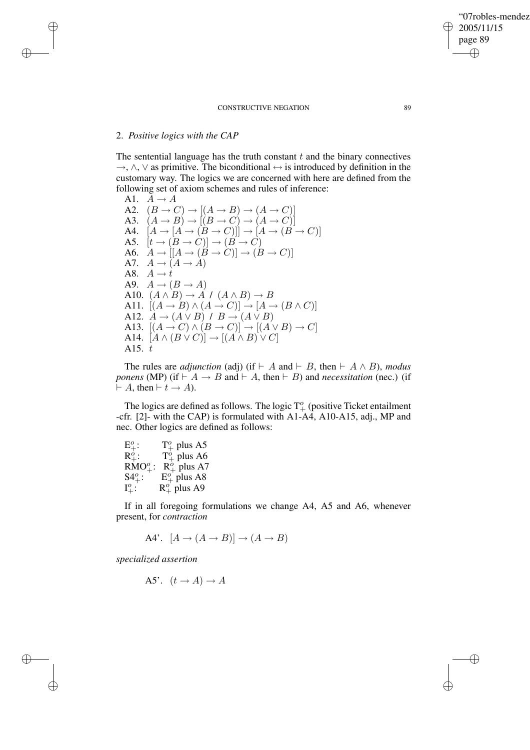## 2. *Positive logics with the CAP*

The sentential language has the truth constant $t$ and the binary connectives $\rightarrow, \wedge, \vee$ as primitive. The biconditional $\leftrightarrow$ is introduced by definition in the customary way. The logics we are concerned with here are defined from the following set of axiom schemes and rules of inference:

A1. $A \rightarrow A$
A2. $(B \rightarrow C) \rightarrow [(A \rightarrow B) \rightarrow (A \rightarrow C)]$
A3. $(A \rightarrow B) \rightarrow [(B \rightarrow C) \rightarrow (A \rightarrow C)]$
A4. $[A \rightarrow [A \rightarrow (B \rightarrow C)]] \rightarrow [A \rightarrow (B \rightarrow C)]$
A5. $[t \rightarrow (B \rightarrow C)] \rightarrow (B \rightarrow C)$
A6. $A \rightarrow [[A \rightarrow (B \rightarrow C)] \rightarrow (B \rightarrow C)]$
A7. $A \rightarrow (A \rightarrow A)$
A8. $A \rightarrow t$
A9. $A \rightarrow (B \rightarrow A)$
A10. $(A \wedge B) \rightarrow A$ / $(A \wedge B) \rightarrow B$
A11. $[(A \rightarrow B) \wedge (A \rightarrow C)] \rightarrow [A \rightarrow (B \wedge C)]$
A12. $A \rightarrow (A \vee B)$ / $B \rightarrow (A \vee B)$
A13. $[(A \rightarrow C) \wedge (B \rightarrow C)] \rightarrow [(A \vee B) \rightarrow C]$
A14. $[A \wedge (B \vee C)] \rightarrow [(A \wedge B) \vee C]$
A15. $t$

The rules are *adjunction* (adj) (if $\vdash A$ and $\vdash B$, then $\vdash A \wedge B$), *modus ponens* (MP) (if $\vdash A \rightarrow B$ and $\vdash A$, then $\vdash B$) and *necessitation* (nec.) (if $\vdash A$, then $\vdash t \rightarrow A$).

The logics are defined as follows. The logic $T^o_+$ (positive Ticket entailment -cfr. [2]- with the CAP) is formulated with A1-A4, A10-A15, adj., MP and nec. Other logics are defined as follows:

$E^o_+$: $T^o_+$ plus A5
$R^o_+$: $T^o_+$ plus A6
$RMO^o_+$: $R^o_+$ plus A7
$S4^o_+$: $E^o_+$ plus A8
$I^o_+$: $R^o_+$ plus A9

If in all foregoing formulations we change A4, A5 and A6, whenever present, for *contraction*

A4'. $[A \rightarrow (A \rightarrow B)] \rightarrow (A \rightarrow B)$

*specialized assertion*

A5'. $(t \rightarrow A) \rightarrow A$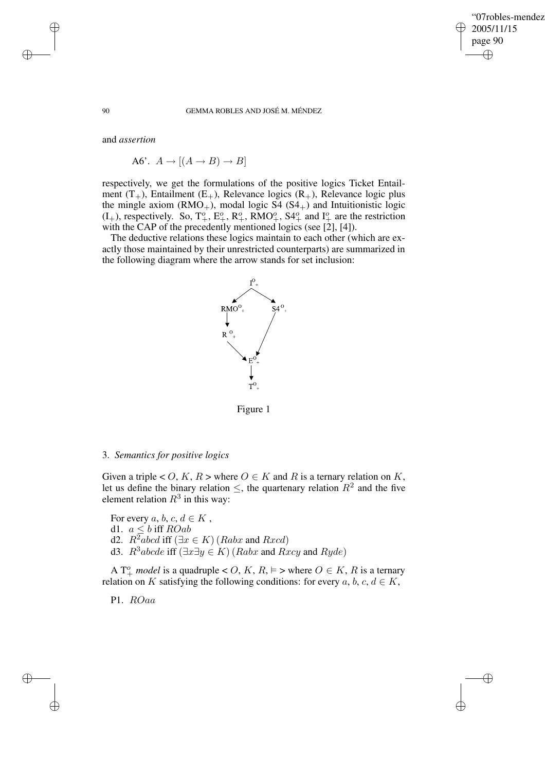and *assertion*

A6'. $A \rightarrow [(A \rightarrow B) \rightarrow B]$

respectively, we get the formulations of the positive logics Ticket Entailment ($T_+$), Entailment ($E_+$), Relevance logics ($R_+$), Relevance logic plus the mingle axiom ($RMO_+$), modal logic S4 ($S4_+$) and Intuitionistic logic ($I_+$), respectively. So, $T^o_+$, $E^o_+$, $R^o_+$, $RMO^o_+$, $S4^o_+$ and $I^o_+$ are the restriction with the CAP of the precedently mentioned logics (see [2], [4]).

The deductive relations these logics maintain to each other (which are exactly those maintained by their unrestricted counterparts) are summarized in the following diagram where the arrow stands for set inclusion:

$I^o_+ \rightarrow RMO^o_+$, $I^o_+ \rightarrow S4^o_+$, $RMO^o_+ \rightarrow R^o_+$, $R^o_+ \rightarrow E^o_+$, $S4^o_+ \rightarrow E^o_+$, $E^o_+ \rightarrow T^o_+$

Figure 1

### 3. *Semantics for positive logics*

Given a triple $< O, K, R >$ where $O \in K$ and $R$ is a ternary relation on $K$, let us define the binary relation $\leq$, the quartenary relation $R^2$ and the five element relation $R^3$ in this way:

For every $a, b, c, d \in K$ ,
d1. $a \leq b$ iff $ROab$
d2. $R^2abcd$ iff $(\exists x \in K)\,(Rabx$ and $Rxcd)$
d3. $R^3abcde$ iff $(\exists x \exists y \in K)\,(Rabx$ and $Rxcy$ and $Ryde)$

A $T^o_+$ *model* is a quadruple $< O, K, R, \vDash >$ where $O \in K$, $R$ is a ternary relation on $K$ satisfying the following conditions: for every $a, b, c, d \in K$,

P1. $ROaa$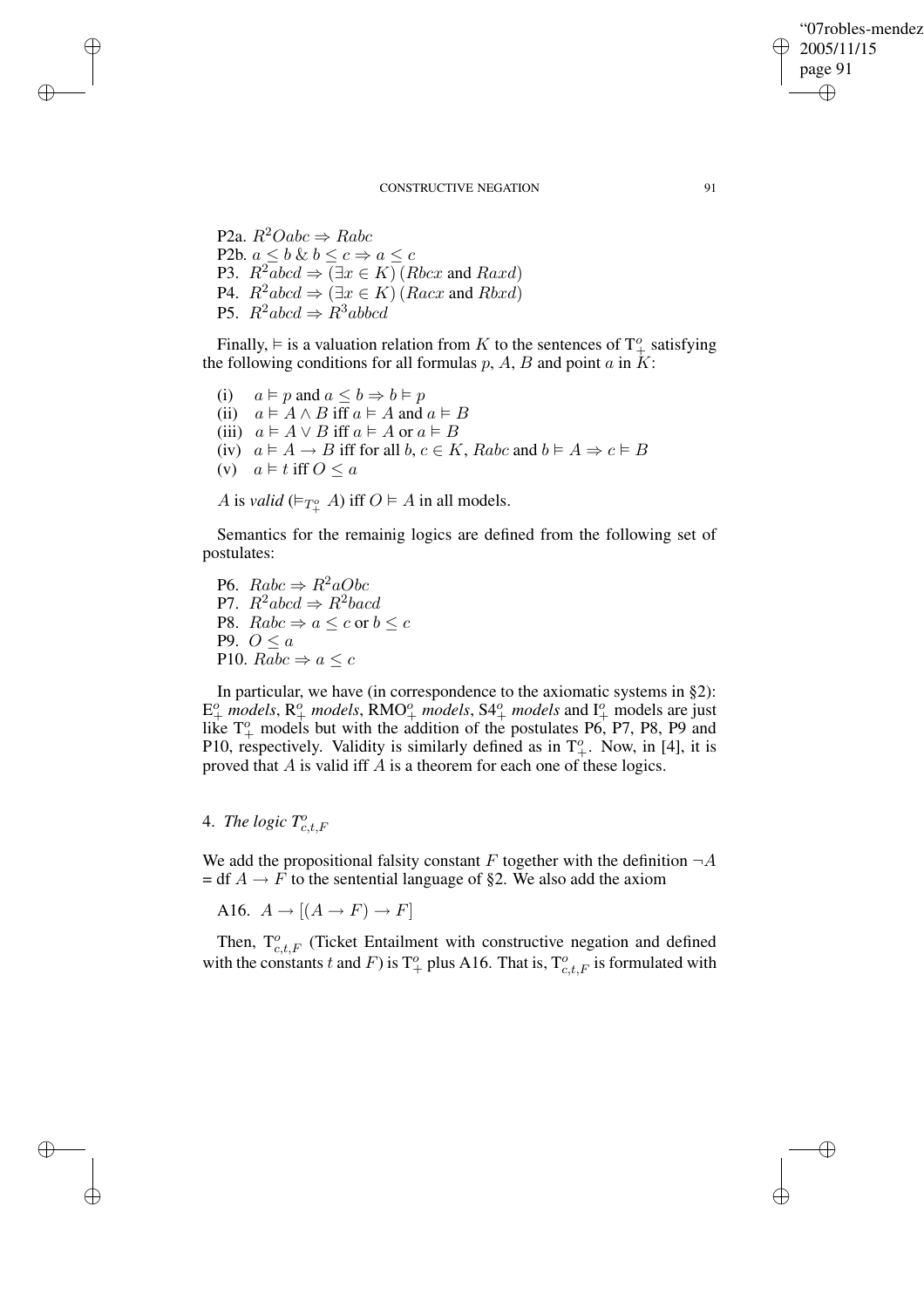P2a. $R^2Oabc \Rightarrow Rabc$
P2b. $a \leq b$ & $b \leq c \Rightarrow a \leq c$
P3. $R^2abcd \Rightarrow (\exists x \in K)\,(Rbcx$ and $Raxd)$
P4. $R^2abcd \Rightarrow (\exists x \in K)\,(Racx$ and $Rbxd)$
P5. $R^2abcd \Rightarrow R^3abbcd$

Finally, $\vDash$ is a valuation relation from $K$ to the sentences of $\mathrm{T}^o_+$ satisfying the following conditions for all formulas $p$, $A$, $B$ and point $a$ in $K$:

(i) $a \vDash p$ and $a \leq b \Rightarrow b \vDash p$
(ii) $a \vDash A \wedge B$ iff $a \vDash A$ and $a \vDash B$
(iii) $a \vDash A \vee B$ iff $a \vDash A$ or $a \vDash B$
(iv) $a \vDash A \rightarrow B$ iff for all $b, c \in K$, $Rabc$ and $b \vDash A \Rightarrow c \vDash B$
(v) $a \vDash t$ iff $O \leq a$

$A$ is *valid* ($\vDash_{T^o_+} A$) iff $O \vDash A$ in all models.

Semantics for the remainig logics are defined from the following set of postulates:

P6. $Rabc \Rightarrow R^2aObc$
P7. $R^2abcd \Rightarrow R^2bacd$
P8. $Rabc \Rightarrow a \leq c$ or $b \leq c$
P9. $O \leq a$
P10. $Rabc \Rightarrow a \leq c$

In particular, we have (in correspondence to the axiomatic systems in §2): $\mathrm{E}^o_+$ *models*, $\mathrm{R}^o_+$ *models*, $\mathrm{RMO}^o_+$ *models*, $\mathrm{S4}^o_+$ *models* and $\mathrm{I}^o_+$ models are just like $\mathrm{T}^o_+$ models but with the addition of the postulates P6, P7, P8, P9 and P10, respectively. Validity is similarly defined as in $\mathrm{T}^o_+$. Now, in [4], it is proved that $A$ is valid iff $A$ is a theorem for each one of these logics.

## 4. *The logic* $T^o_{c,t,F}$

We add the propositional falsity constant $F$ together with the definition $\neg A$ = df $A \rightarrow F$ to the sentential language of §2. We also add the axiom

A16. $A \rightarrow [(A \rightarrow F) \rightarrow F]$

Then, $\mathrm{T}^o_{c,t,F}$ (Ticket Entailment with constructive negation and defined with the constants $t$ and $F$) is $\mathrm{T}^o_+$ plus A16. That is, $\mathrm{T}^o_{c,t,F}$ is formulated with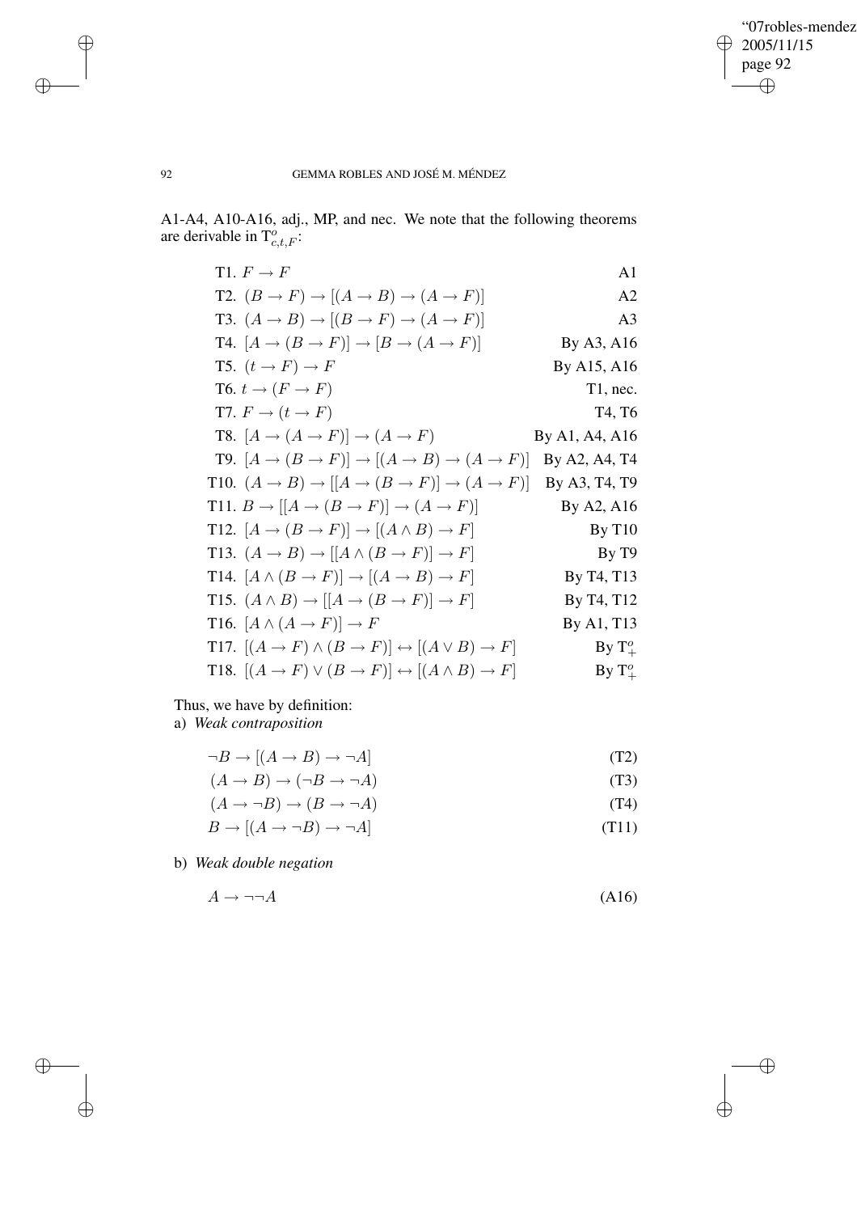A1-A4, A10-A16, adj., MP, and nec. We note that the following theorems are derivable in $T^o_{c,t,F}$:

| | |
|---|---|
| T1. $F \to F$ | A1 |
| T2. $(B \to F) \to [(A \to B) \to (A \to F)]$ | A2 |
| T3. $(A \to B) \to [(B \to F) \to (A \to F)]$ | A3 |
| T4. $[A \to (B \to F)] \to [B \to (A \to F)]$ | By A3, A16 |
| T5. $(t \to F) \to F$ | By A15, A16 |
| T6. $t \to (F \to F)$ | T1, nec. |
| T7. $F \to (t \to F)$ | T4, T6 |
| T8. $[A \to (A \to F)] \to (A \to F)$ | By A1, A4, A16 |
| T9. $[A \to (B \to F)] \to [(A \to B) \to (A \to F)]$ | By A2, A4, T4 |
| T10. $(A \to B) \to [[A \to (B \to F)] \to (A \to F)]$ | By A3, T4, T9 |
| T11. $B \to [[A \to (B \to F)] \to (A \to F)]$ | By A2, A16 |
| T12. $[A \to (B \to F)] \to [(A \wedge B) \to F]$ | By T10 |
| T13. $(A \to B) \to [[A \wedge (B \to F)] \to F]$ | By T9 |
| T14. $[A \wedge (B \to F)] \to [(A \to B) \to F]$ | By T4, T13 |
| T15. $(A \wedge B) \to [[A \to (B \to F)] \to F]$ | By T4, T12 |
| T16. $[A \wedge (A \to F)] \to F$ | By A1, T13 |
| T17. $[(A \to F) \wedge (B \to F)] \leftrightarrow [(A \vee B) \to F]$ | By $T^o_+$ |
| T18. $[(A \to F) \vee (B \to F)] \leftrightarrow [(A \wedge B) \to F]$ | By $T^o_+$ |

Thus, we have by definition:

a) *Weak contraposition*

$$\neg B \to [(A \to B) \to \neg A] \quad \text{(T2)}$$

$$(A \to B) \to (\neg B \to \neg A) \quad \text{(T3)}$$

$$(A \to \neg B) \to (B \to \neg A) \quad \text{(T4)}$$

$$B \to [(A \to \neg B) \to \neg A] \quad \text{(T11)}$$

b) *Weak double negation*

$$A \to \neg\neg A \quad \text{(A16)}$$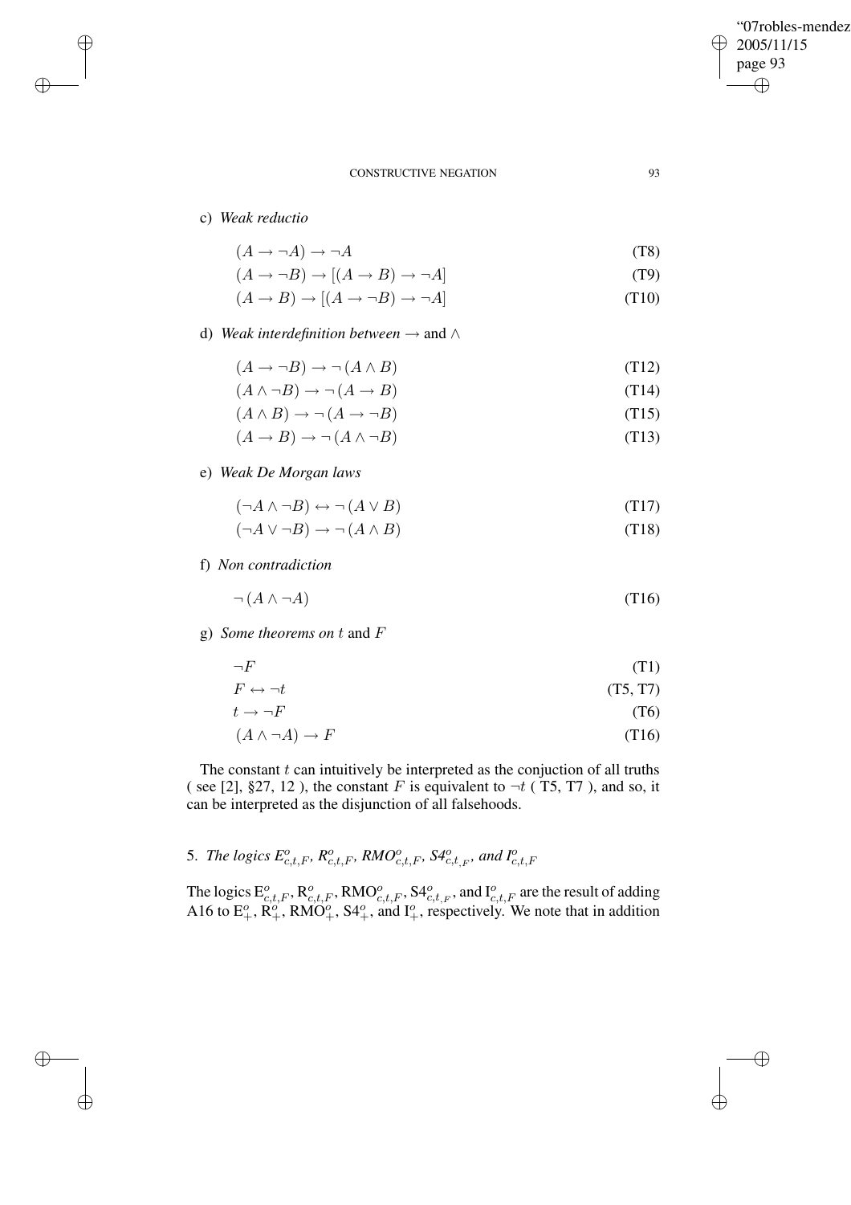c) *Weak reductio*

$$(A \to \neg A) \to \neg A \tag{T8}$$

$$(A \to \neg B) \to [(A \to B) \to \neg A] \tag{T9}$$

$$(A \to B) \to [(A \to \neg B) \to \neg A] \tag{T10}$$

d) *Weak interdefinition between* $\to$ and $\wedge$

$$(A \to \neg B) \to \neg (A \wedge B) \tag{T12}$$

$$(A \wedge \neg B) \to \neg (A \to B) \tag{T14}$$

$$(A \wedge B) \to \neg (A \to \neg B) \tag{T15}$$

$$(A \to B) \to \neg (A \wedge \neg B) \tag{T13}$$

e) *Weak De Morgan laws*

$$(\neg A \wedge \neg B) \leftrightarrow \neg (A \vee B) \tag{T17}$$

$$(\neg A \vee \neg B) \to \neg (A \wedge B) \tag{T18}$$

f) *Non contradiction*

$$\neg (A \wedge \neg A) \tag{T16}$$

g) *Some theorems on* $t$ and $F$

$$\neg F \tag{T1}$$

$$F \leftrightarrow \neg t \tag{T5, T7}$$

$$t \to \neg F \tag{T6}$$

$$(A \wedge \neg A) \to F \tag{T16}$$

The constant $t$ can intuitively be interpreted as the conjuction of all truths ( see [2], §27, 12 ), the constant $F$ is equivalent to $\neg t$ ( T5, T7 ), and so, it can be interpreted as the disjunction of all falsehoods.

## 5. *The logics* $E^o_{c,t,F}$, $R^o_{c,t,F}$, $RMO^o_{c,t,F}$, $S4^o_{c,t_{,F}}$, *and* $I^o_{c,t,F}$

The logics $E^o_{c,t,F}$, $R^o_{c,t,F}$, $RMO^o_{c,t,F}$, $S4^o_{c,t_{,F}}$, and $I^o_{c,t,F}$ are the result of adding A16 to $E^o_+$, $R^o_+$, $RMO^o_+$, $S4^o_+$, and $I^o_+$, respectively. We note that in addition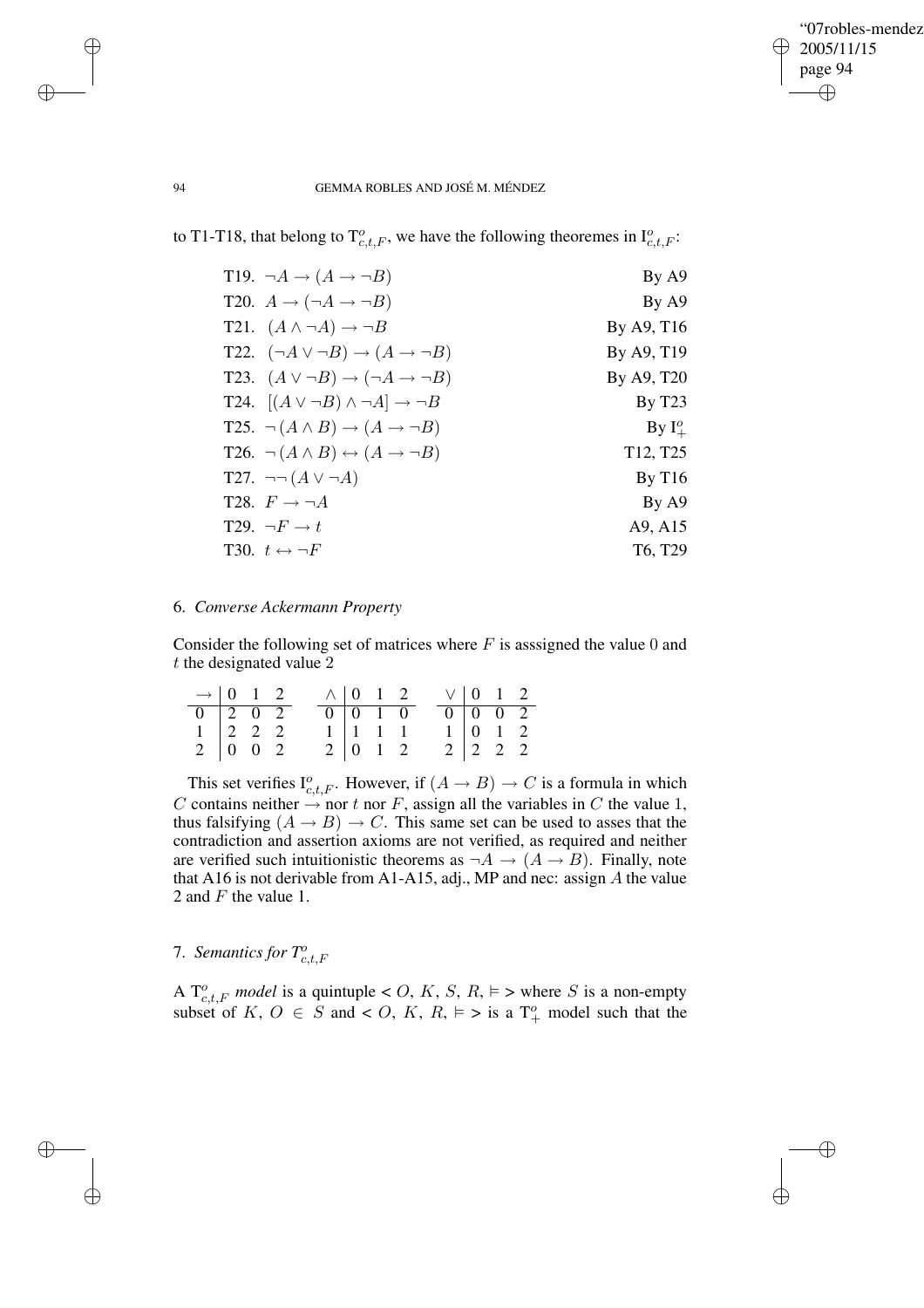to T1-T18, that belong to $T^o_{c,t,F}$, we have the following theoremes in $I^o_{c,t,F}$:

| | |
|---|---|
| T19. $\neg A \to (A \to \neg B)$ | By A9 |
| T20. $A \to (\neg A \to \neg B)$ | By A9 |
| T21. $(A \wedge \neg A) \to \neg B$ | By A9, T16 |
| T22. $(\neg A \vee \neg B) \to (A \to \neg B)$ | By A9, T19 |
| T23. $(A \vee \neg B) \to (\neg A \to \neg B)$ | By A9, T20 |
| T24. $[(A \vee \neg B) \wedge \neg A] \to \neg B$ | By T23 |
| T25. $\neg (A \wedge B) \to (A \to \neg B)$ | By $I^o_+$ |
| T26. $\neg (A \wedge B) \leftrightarrow (A \to \neg B)$ | T12, T25 |
| T27. $\neg\neg (A \vee \neg A)$ | By T16 |
| T28. $F \to \neg A$ | By A9 |
| T29. $\neg F \to t$ | A9, A15 |
| T30. $t \leftrightarrow \neg F$ | T6, T29 |

## 6. *Converse Ackermann Property*

Consider the following set of matrices where $F$ is asssigned the value 0 and $t$ the designated value 2

| $\to$ | 0 | 1 | 2 |
|---|---|---|---|
| 0 | 2 | 0 | 2 |
| 1 | 2 | 2 | 2 |
| 2 | 0 | 0 | 2 |

| $\wedge$ | 0 | 1 | 2 |
|---|---|---|---|
| 0 | 0 | 1 | 0 |
| 1 | 1 | 1 | 1 |
| 2 | 0 | 1 | 2 |

| $\vee$ | 0 | 1 | 2 |
|---|---|---|---|
| 0 | 0 | 0 | 2 |
| 1 | 0 | 1 | 2 |
| 2 | 2 | 2 | 2 |

This set verifies $I^o_{c,t,F}$. However, if $(A \to B) \to C$ is a formula in which $C$ contains neither $\to$ nor $t$ nor $F$, assign all the variables in $C$ the value 1, thus falsifying $(A \to B) \to C$. This same set can be used to asses that the contradiction and assertion axioms are not verified, as required and neither are verified such intuitionistic theorems as $\neg A \to (A \to B)$. Finally, note that A16 is not derivable from A1-A15, adj., MP and nec: assign $A$ the value 2 and $F$ the value 1.

## 7. *Semantics for $T^o_{c,t,F}$*

A $T^o_{c,t,F}$ *model* is a quintuple < $O$, $K$, $S$, $R$, $\vDash$ > where $S$ is a non-empty subset of $K$, $O \in S$ and < $O$, $K$, $R$, $\vDash$ > is a $T^o_+$ model such that the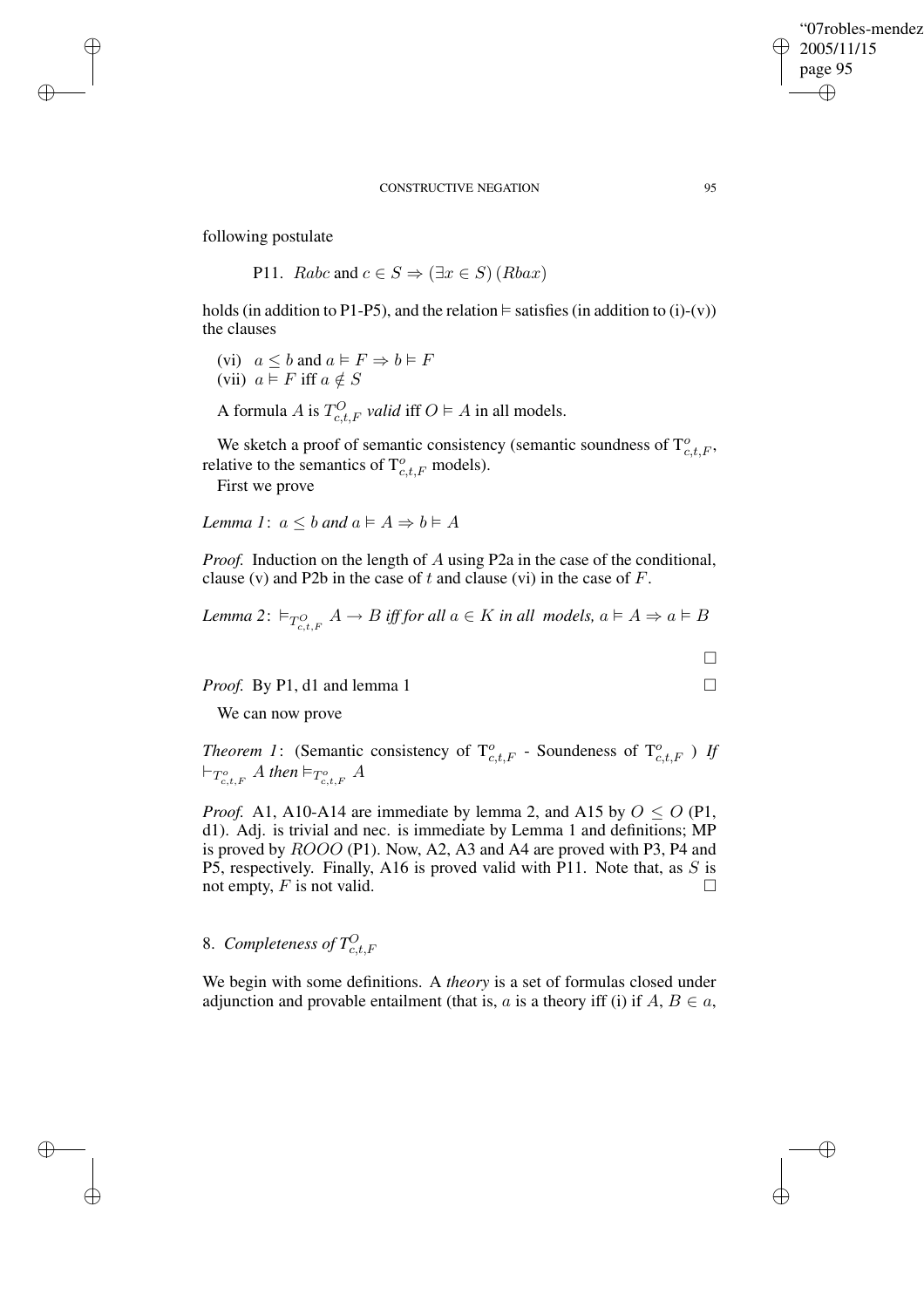following postulate

P11. $Rabc$ and $c \in S \Rightarrow (\exists x \in S)\,(Rbax)$

holds (in addition to P1-P5), and the relation $\vDash$ satisfies (in addition to (i)-(v)) the clauses

(vi) $a \leq b$ and $a \vDash F \Rightarrow b \vDash F$
(vii) $a \vDash F$ iff $a \notin S$

A formula $A$ is $T^O_{c,t,F}$ *valid* iff $O \vDash A$ in all models.

We sketch a proof of semantic consistency (semantic soundness of $\mathrm{T}^o_{c,t,F}$, relative to the semantics of $\mathrm{T}^o_{c,t,F}$ models).

First we prove

*Lemma 1*: $a \leq b$ *and* $a \vDash A \Rightarrow b \vDash A$

*Proof.* Induction on the length of $A$ using P2a in the case of the conditional, clause (v) and P2b in the case of $t$ and clause (vi) in the case of $F$.

*Lemma 2*: $\vDash_{T^O_{c,t,F}} A \rightarrow B$ *iff for all* $a \in K$ *in all models,* $a \vDash A \Rightarrow a \vDash B$

□

*Proof.* By P1, d1 and lemma 1 □

We can now prove

*Theorem 1*: (Semantic consistency of $\mathrm{T}^o_{c,t,F}$ - Soundeness of $\mathrm{T}^o_{c,t,F}$ ) *If* $\vdash_{T^o_{c,t,F}} A$ *then* $\vDash_{T^o_{c,t,F}} A$

*Proof.* A1, A10-A14 are immediate by lemma 2, and A15 by $O \leq O$ (P1, d1). Adj. is trivial and nec. is immediate by Lemma 1 and definitions; MP is proved by $ROOO$ (P1). Now, A2, A3 and A4 are proved with P3, P4 and P5, respectively. Finally, A16 is proved valid with P11. Note that, as $S$ is not empty, $F$ is not valid. □

## 8. *Completeness of* $T^O_{c,t,F}$

We begin with some definitions. A *theory* is a set of formulas closed under adjunction and provable entailment (that is, $a$ is a theory iff (i) if $A$, $B \in a$,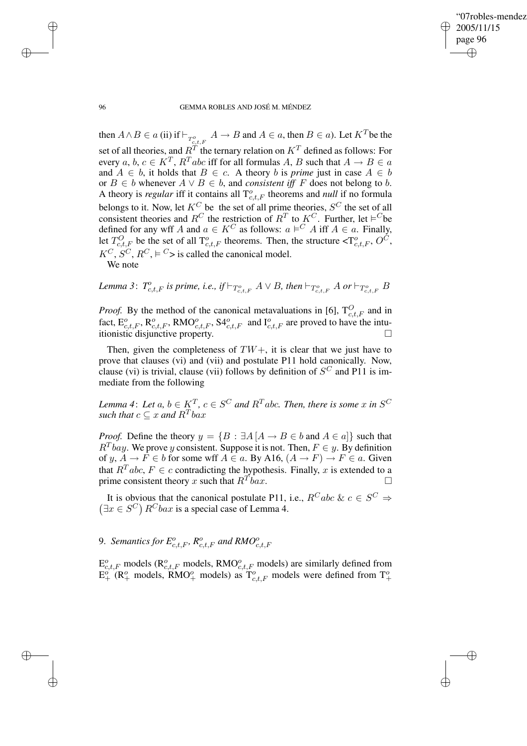then $A \wedge B \in a$ (ii) if $\vdash_{T^o_{c,t,F}} A \rightarrow B$ and $A \in a$, then $B \in a$). Let $K^T$ be the set of all theories, and $R^T$ the ternary relation on $K^T$ defined as follows: For every $a$, $b$, $c \in K^T$, $R^T abc$ iff for all formulas $A$, $B$ such that $A \rightarrow B \in a$ and $A \in b$, it holds that $B \in c$. A theory $b$ is *prime* just in case $A \in b$ or $B \in b$ whenever $A \vee B \in b$, and *consistent iff* $F$ does not belong to $b$. A theory is *regular* iff it contains all $\mathrm{T}^o_{c,t,F}$ theorems and *null* if no formula belongs to it. Now, let $K^C$ be the set of all prime theories, $S^C$ the set of all consistent theories and $R^C$ the restriction of $R^T$ to $K^C$. Further, let $\vDash^C$ be defined for any wff $A$ and $a \in K^C$ as follows: $a \vDash^C A$ iff $A \in a$. Finally, let $T^O_{c,t,F}$ be the set of all $\mathrm{T}^o_{c,t,F}$ theorems. Then, the structure $<\mathrm{T}^o_{c,t,F}, O^C, K^C, S^C, R^C, \vDash^C>$ is called the canonical model.

We note

*Lemma 3*: $T^o_{c,t,F}$ *is prime, i.e., if* $\vdash_{T^o_{c,t,F}} A \vee B$, *then* $\vdash_{T^o_{c,t,F}} A$ *or* $\vdash_{T^o_{c,t,F}} B$

*Proof.* By the method of the canonical metavaluations in [6], $\mathrm{T}^O_{c,t,F}$ and in fact, $\mathrm{E}^o_{c,t,F}$, $\mathrm{R}^o_{c,t,F}$, $\mathrm{RMO}^o_{c,t,F}$, $\mathrm{S4}^o_{c,t,F}$ and $\mathrm{I}^o_{c,t,F}$ are proved to have the intuitionistic disjunctive property. □

Then, given the completeness of $TW+$, it is clear that we just have to prove that clauses (vi) and (vii) and postulate P11 hold canonically. Now, clause (vi) is trivial, clause (vii) follows by definition of $S^C$ and P11 is immediate from the following

*Lemma 4*: *Let* $a$, $b \in K^T$, $c \in S^C$ *and* $R^T abc$. *Then, there is some* $x$ *in* $S^C$ *such that* $c \subseteq x$ *and* $R^T bax$

*Proof.* Define the theory $y = \{B : \exists A\,[A \rightarrow B \in b \text{ and } A \in a]\}$ such that $R^T bay$. We prove $y$ consistent. Suppose it is not. Then, $F \in y$. By definition of $y$, $A \rightarrow F \in b$ for some wff $A \in a$. By A16, $(A \rightarrow F) \rightarrow F \in a$. Given that $R^T abc$, $F \in c$ contradicting the hypothesis. Finally, $x$ is extended to a prime consistent theory $x$ such that $R^T bax$. □

It is obvious that the canonical postulate P11, i.e., $R^C abc \;\&\; c \in S^C \Rightarrow \left(\exists x \in S^C\right) R^C bax$ is a special case of Lemma 4.

## 9. *Semantics for* $E^o_{c,t,F}$, $R^o_{c,t,F}$ *and* $RMO^o_{c,t,F}$

$\mathrm{E}^o_{c,t,F}$ models ($\mathrm{R}^o_{c,t,F}$ models, $\mathrm{RMO}^o_{c,t,F}$ models) are similarly defined from $\mathrm{E}^o_+$ ($\mathrm{R}^o_+$ models, $\mathrm{RMO}^o_+$ models) as $\mathrm{T}^o_{c,t,F}$ models were defined from $\mathrm{T}^o_+$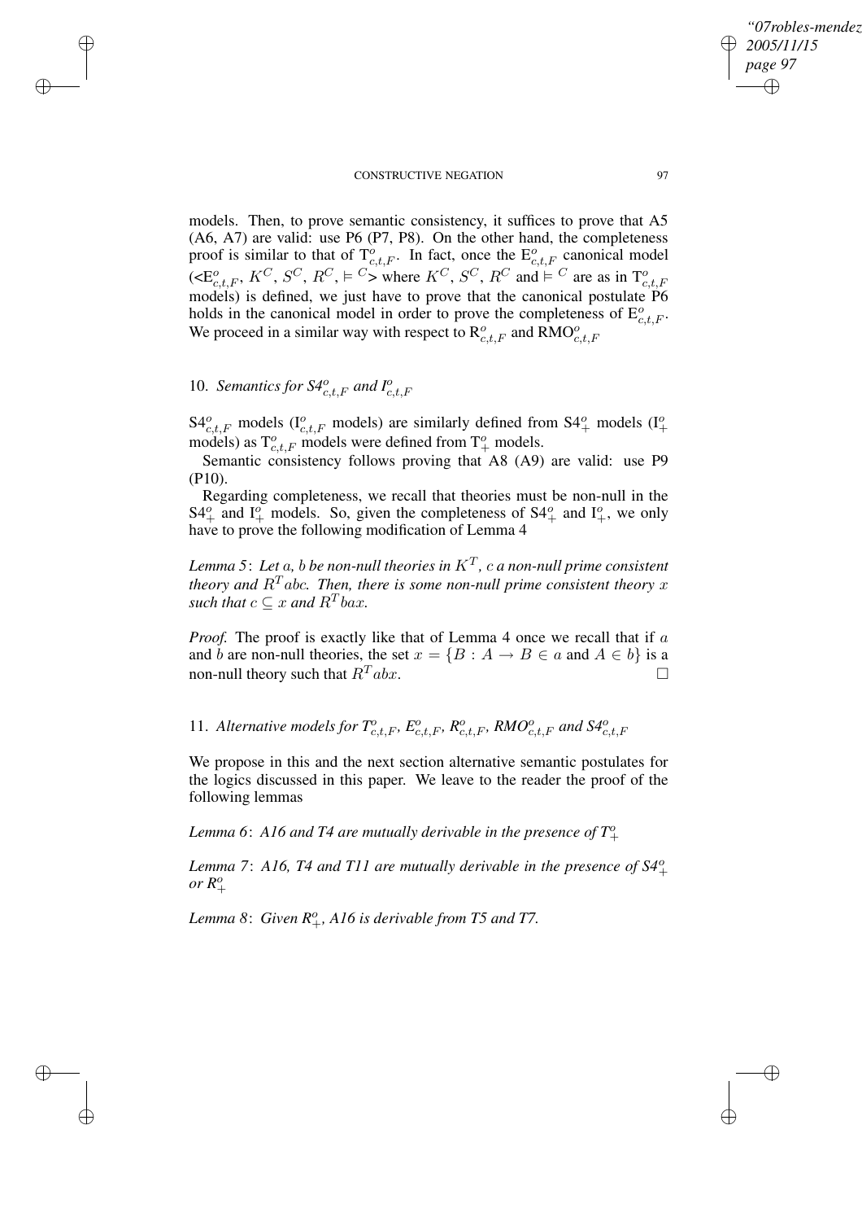models. Then, to prove semantic consistency, it suffices to prove that A5 (A6, A7) are valid: use P6 (P7, P8). On the other hand, the completeness proof is similar to that of $\mathrm{T}^o_{c,t,F}$. In fact, once the $\mathrm{E}^o_{c,t,F}$ canonical model ($<\mathrm{E}^o_{c,t,F}, K^C, S^C, R^C, \vDash^C>$ where $K^C$, $S^C$, $R^C$ and $\vDash^C$ are as in $\mathrm{T}^o_{c,t,F}$ models) is defined, we just have to prove that the canonical postulate P6 holds in the canonical model in order to prove the completeness of $\mathrm{E}^o_{c,t,F}$. We proceed in a similar way with respect to $\mathrm{R}^o_{c,t,F}$ and $\mathrm{RMO}^o_{c,t,F}$

## 10. *Semantics for* $S4^o_{c,t,F}$ *and* $I^o_{c,t,F}$

$\mathrm{S4}^o_{c,t,F}$ models ($\mathrm{I}^o_{c,t,F}$ models) are similarly defined from $\mathrm{S4}^o_+$ models ($\mathrm{I}^o_+$ models) as $\mathrm{T}^o_{c,t,F}$ models were defined from $\mathrm{T}^o_+$ models.

Semantic consistency follows proving that A8 (A9) are valid: use P9 (P10).

Regarding completeness, we recall that theories must be non-null in the $\mathrm{S4}^o_+$ and $\mathrm{I}^o_+$ models. So, given the completeness of $\mathrm{S4}^o_+$ and $\mathrm{I}^o_+$, we only have to prove the following modification of Lemma 4

*Lemma 5*: *Let $a$, $b$ be non-null theories in $K^T$, $c$ a non-null prime consistent theory and $R^T abc$. Then, there is some non-null prime consistent theory $x$ such that $c \subseteq x$ and $R^T bax$.*

*Proof.* The proof is exactly like that of Lemma 4 once we recall that if $a$ and $b$ are non-null theories, the set $x = \{B : A \to B \in a \text{ and } A \in b\}$ is a non-null theory such that $R^T abx$. □

## 11. *Alternative models for* $T^o_{c,t,F}$, $E^o_{c,t,F}$, $R^o_{c,t,F}$, $RMO^o_{c,t,F}$ *and* $S4^o_{c,t,F}$

We propose in this and the next section alternative semantic postulates for the logics discussed in this paper. We leave to the reader the proof of the following lemmas

*Lemma 6*: *A16 and T4 are mutually derivable in the presence of* $T^o_+$

*Lemma 7*: *A16, T4 and T11 are mutually derivable in the presence of* $S4^o_+$ *or* $R^o_+$

*Lemma 8*: *Given* $R^o_+$, *A16 is derivable from T5 and T7.*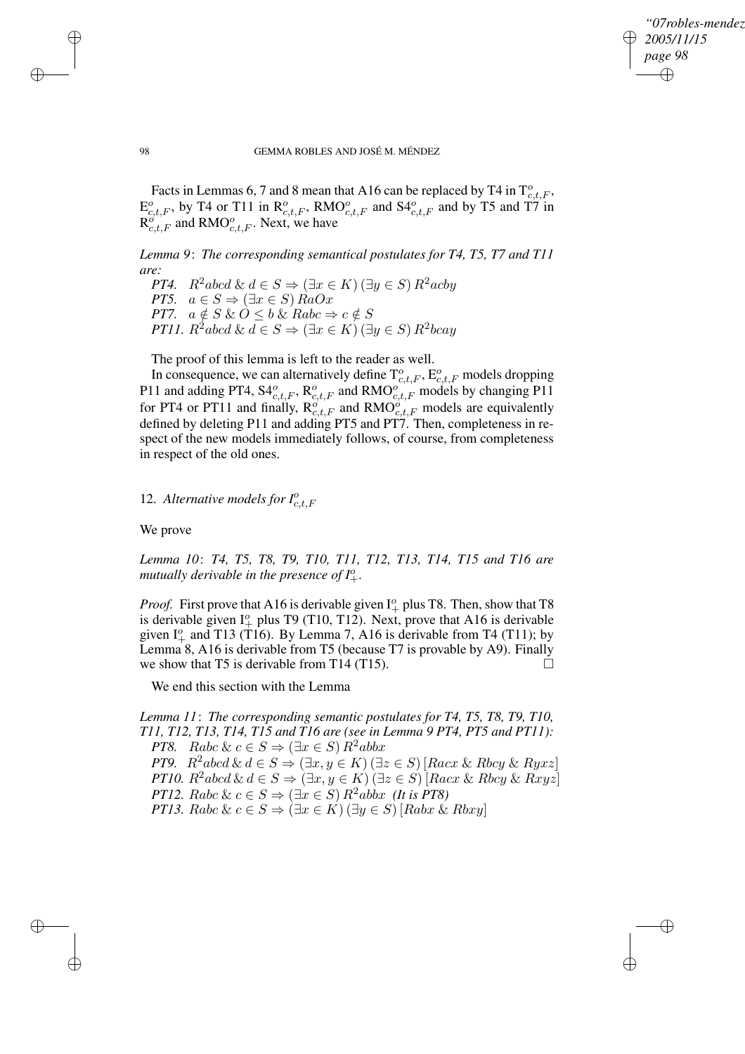Facts in Lemmas 6, 7 and 8 mean that A16 can be replaced by T4 in $\mathrm{T}^o_{c,t,F}$, $\mathrm{E}^o_{c,t,F}$, by T4 or T11 in $\mathrm{R}^o_{c,t,F}$, $\mathrm{RMO}^o_{c,t,F}$ and $\mathrm{S4}^o_{c,t,F}$ and by T5 and T7 in $\mathrm{R}^o_{c,t,F}$ and $\mathrm{RMO}^o_{c,t,F}$. Next, we have

*Lemma 9*: *The corresponding semantical postulates for T4, T5, T7 and T11 are:*

*PT4.* $R^2abcd \,\&\, d \in S \Rightarrow (\exists x \in K)\,(\exists y \in S)\, R^2acby$

*PT5.* $a \in S \Rightarrow (\exists x \in S)\, RaOx$

*PT7.* $a \notin S \,\&\, O \leq b \,\&\, Rabc \Rightarrow c \notin S$

*PT11.* $R^2abcd \,\&\, d \in S \Rightarrow (\exists x \in K)\,(\exists y \in S)\, R^2bcay$

The proof of this lemma is left to the reader as well.

In consequence, we can alternatively define $\mathrm{T}^o_{c,t,F}$, $\mathrm{E}^o_{c,t,F}$ models dropping P11 and adding PT4, $\mathrm{S4}^o_{c,t,F}$, $\mathrm{R}^o_{c,t,F}$ and $\mathrm{RMO}^o_{c,t,F}$ models by changing P11 for PT4 or PT11 and finally, $\mathrm{R}^o_{c,t,F}$ and $\mathrm{RMO}^o_{c,t,F}$ models are equivalently defined by deleting P11 and adding PT5 and PT7. Then, completeness in respect of the new models immediately follows, of course, from completeness in respect of the old ones.

## 12. *Alternative models for* $I^o_{c,t,F}$

We prove

*Lemma 10*: *T4, T5, T8, T9, T10, T11, T12, T13, T14, T15 and T16 are mutually derivable in the presence of* $I^o_+$.

*Proof.* First prove that A16 is derivable given $\mathrm{I}^o_+$ plus T8. Then, show that T8 is derivable given $\mathrm{I}^o_+$ plus T9 (T10, T12). Next, prove that A16 is derivable given $\mathrm{I}^o_+$ and T13 (T16). By Lemma 7, A16 is derivable from T4 (T11); by Lemma 8, A16 is derivable from T5 (because T7 is provable by A9). Finally we show that T5 is derivable from T14 (T15). □

We end this section with the Lemma

*Lemma 11*: *The corresponding semantic postulates for T4, T5, T8, T9, T10, T11, T12, T13, T14, T15 and T16 are (see in Lemma 9 PT4, PT5 and PT11):*

*PT8.* $Rabc \,\&\, c \in S \Rightarrow (\exists x \in S)\, R^2abbx$

*PT9.* $R^2abcd \,\&\, d \in S \Rightarrow (\exists x, y \in K)\,(\exists z \in S)\,[Racx \,\&\, Rbcy \,\&\, Ryxz]$

*PT10.* $R^2abcd \,\&\, d \in S \Rightarrow (\exists x, y \in K)\,(\exists z \in S)\,[Racx \,\&\, Rbcy \,\&\, Rxyz]$

*PT12.* $Rabc \,\&\, c \in S \Rightarrow (\exists x \in S)\, R^2abbx$ *(It is PT8)*

*PT13.* $Rabc \,\&\, c \in S \Rightarrow (\exists x \in K)\,(\exists y \in S)\,[Rabx \,\&\, Rbxy]$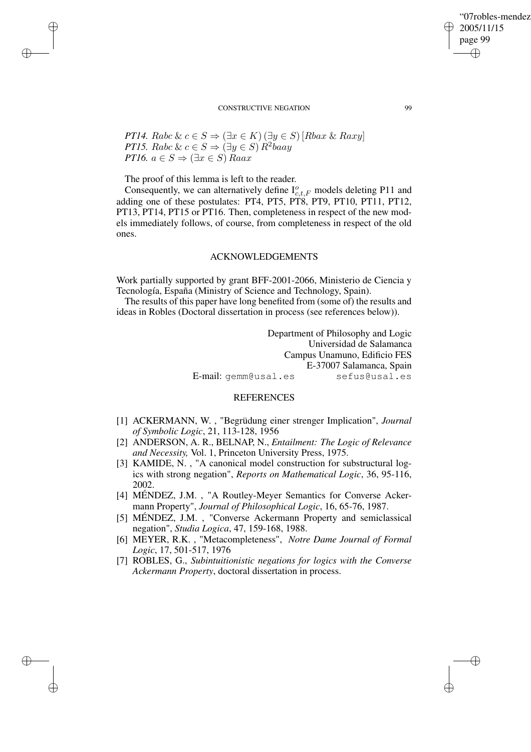*PT14.* $Rabc \,\&\, c \in S \Rightarrow (\exists x \in K)\,(\exists y \in S)\,[Rbax \,\&\, Raxy]$
*PT15.* $Rabc \,\&\, c \in S \Rightarrow (\exists y \in S)\,R^2baay$
*PT16.* $a \in S \Rightarrow (\exists x \in S)\,Raax$

The proof of this lemma is left to the reader.

Consequently, we can alternatively define $\mathrm{I}^{o}_{c,t,F}$ models deleting P11 and adding one of these postulates: PT4, PT5, PT8, PT9, PT10, PT11, PT12, PT13, PT14, PT15 or PT16. Then, completeness in respect of the new models immediately follows, of course, from completeness in respect of the old ones.

## ACKNOWLEDGEMENTS

Work partially supported by grant BFF-2001-2066, Ministerio de Ciencia y Tecnología, España (Ministry of Science and Technology, Spain).

The results of this paper have long benefited from (some of) the results and ideas in Robles (Doctoral dissertation in process (see references below)).

Department of Philosophy and Logic
Universidad de Salamanca
Campus Unamuno, Edificio FES
E-37007 Salamanca, Spain
E-mail: gemm@usal.es sefus@usal.es

## REFERENCES

[1] ACKERMANN, W. , "Begrüdung einer strenger Implication", *Journal of Symbolic Logic*, 21, 113-128, 1956

[2] ANDERSON, A. R., BELNAP, N., *Entailment: The Logic of Relevance and Necessity,* Vol. 1, Princeton University Press, 1975.

[3] KAMIDE, N. , "A canonical model construction for substructural logics with strong negation", *Reports on Mathematical Logic*, 36, 95-116, 2002.

[4] MÉNDEZ, J.M. , "A Routley-Meyer Semantics for Converse Ackermann Property", *Journal of Philosophical Logic*, 16, 65-76, 1987.

[5] MÉNDEZ, J.M. , "Converse Ackermann Property and semiclassical negation", *Studia Logica*, 47, 159-168, 1988.

[6] MEYER, R.K. , "Metacompleteness", *Notre Dame Journal of Formal Logic*, 17, 501-517, 1976

[7] ROBLES, G., *Subintuitionistic negations for logics with the Converse Ackermann Property*, doctoral dissertation in process.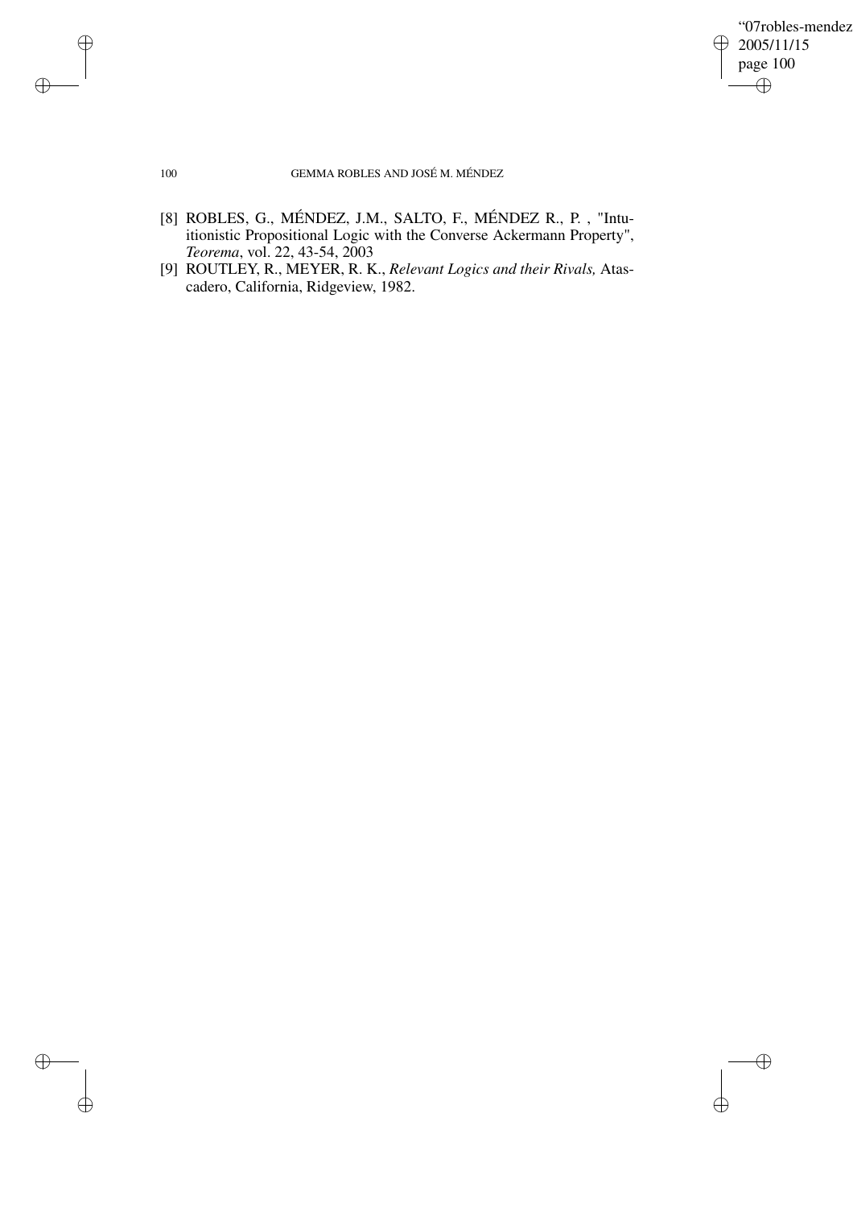[8] ROBLES, G., MÉNDEZ, J.M., SALTO, F., MÉNDEZ R., P. , "Intuitionistic Propositional Logic with the Converse Ackermann Property", *Teorema*, vol. 22, 43-54, 2003

[9] ROUTLEY, R., MEYER, R. K., *Relevant Logics and their Rivals,* Atascadero, California, Ridgeview, 1982.